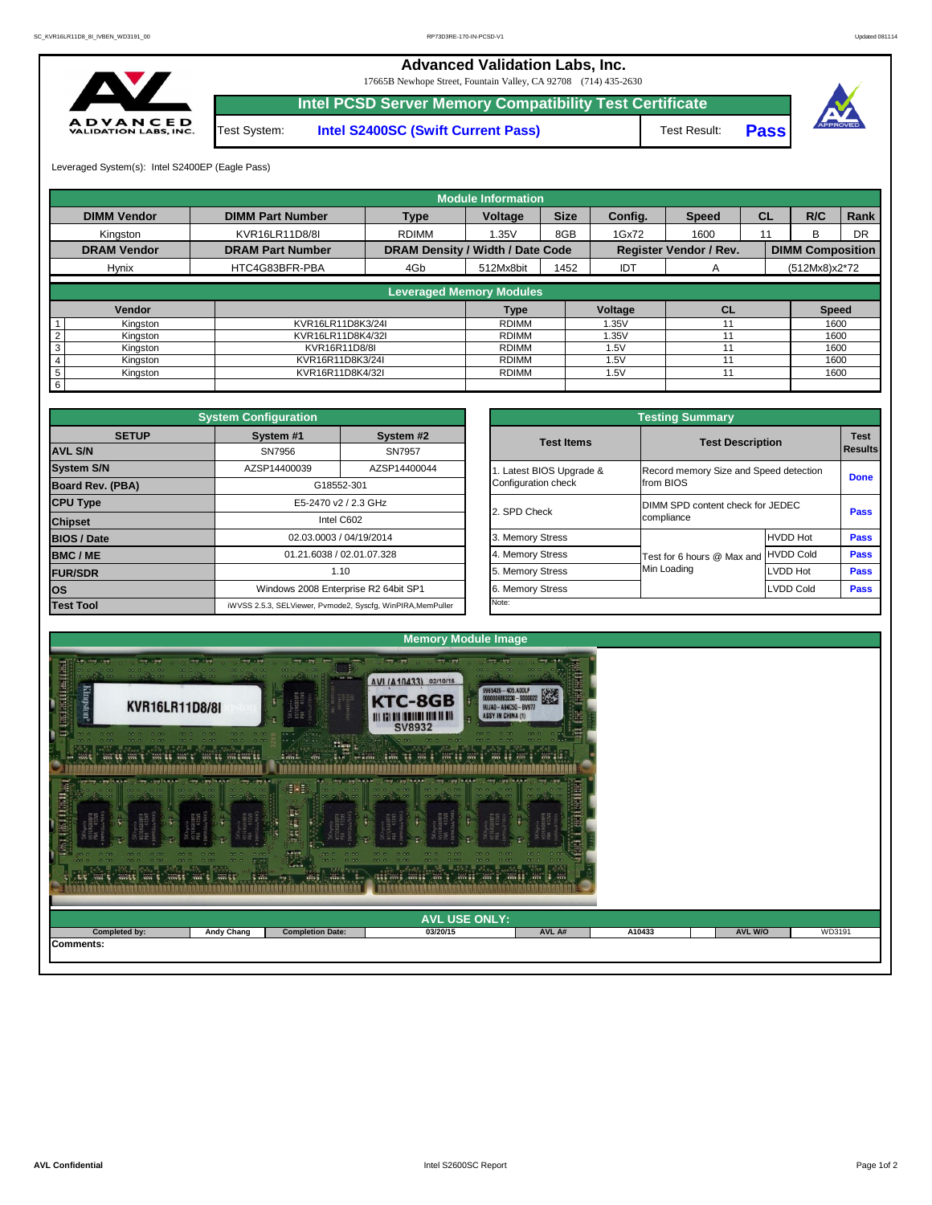# Advanced Validation Labs, Inc.

17665B Newhope Street, Fountain Valley, CA 92708 (714) 435-2630

## Intel PCSD Server Memory Compatibility Test Certificate

Test System: **Intel S2400SC (Swift Current Pass)** Test Result: **Pass**

Leveraged System(s): Intel S2400EP (Eagle Pass)

### Module Information

| DIMM Vendor | DIMM Part Number | Type | Voltage | Size | Config. | Speed | CL | R/C | Rank |
|---|---|---|---|---|---|---|---|---|---|
| Kingston | KVR16LR11D8/8I | RDIMM | 1.35V | 8GB | 1Gx72 | 1600 | 11 | B | DR |
| **DRAM Vendor** | **DRAM Part Number** | **DRAM Density / Width / Date Code** | | | **Register Vendor / Rev.** | | **DIMM Composition** | | |
| Hynix | HTC4G83BFR-PBA | 4Gb | 512Mx8bit | 1452 | IDT | A | (512Mx8)x2*72 | | |

### Leveraged Memory Modules

| | Vendor | | Type | Voltage | CL | Speed |
|---|---|---|---|---|---|---|
| 1 | Kingston | KVR16LR11D8K3/24I | RDIMM | 1.35V | 11 | 1600 |
| 2 | Kingston | KVR16LR11D8K4/32I | RDIMM | 1.35V | 11 | 1600 |
| 3 | Kingston | KVR16R11D8/8I | RDIMM | 1.5V | 11 | 1600 |
| 4 | Kingston | KVR16R11D8K3/24I | RDIMM | 1.5V | 11 | 1600 |
| 5 | Kingston | KVR16R11D8K4/32I | RDIMM | 1.5V | 11 | 1600 |
| 6 | | | | | | |

### System Configuration

| SETUP | System #1 | System #2 |
|---|---|---|
| AVL S/N | SN7956 | SN7957 |
| System S/N | AZSP14400039 | AZSP14400044 |
| Board Rev. (PBA) | G18552-301 | |
| CPU Type | E5-2470 v2 / 2.3 GHz | |
| Chipset | Intel C602 | |
| BIOS / Date | 02.03.0003 / 04/19/2014 | |
| BMC / ME | 01.21.6038 / 02.01.07.328 | |
| FUR/SDR | 1.10 | |
| OS | Windows 2008 Enterprise R2 64bit SP1 | |
| Test Tool | iWVSS 2.5.3, SELViewer, Pvmode2, Syscfg, WinPIRA,MemPuller | |

### Testing Summary

| Test Items | Test Description | | Test Results |
|---|---|---|---|
| 1. Latest BIOS Upgrade & Configuration check | Record memory Size and Speed detection from BIOS | | Done |
| 2. SPD Check | DIMM SPD content check for JEDEC compliance | | Pass |
| 3. Memory Stress | Test for 6 hours @ Max and Min Loading | HVDD Hot | Pass |
| 4. Memory Stress | | HVDD Cold | Pass |
| 5. Memory Stress | | LVDD Hot | Pass |
| 6. Memory Stress | | LVDD Cold | Pass |
| Note: | | | |

### Memory Module Image

### AVL USE ONLY:

| Completed by: | Andy Chang | Completion Date: | 03/20/15 | AVL A# | A10433 | AVL W/O | WD3191 |
|---|---|---|---|---|---|---|---|

**Comments:**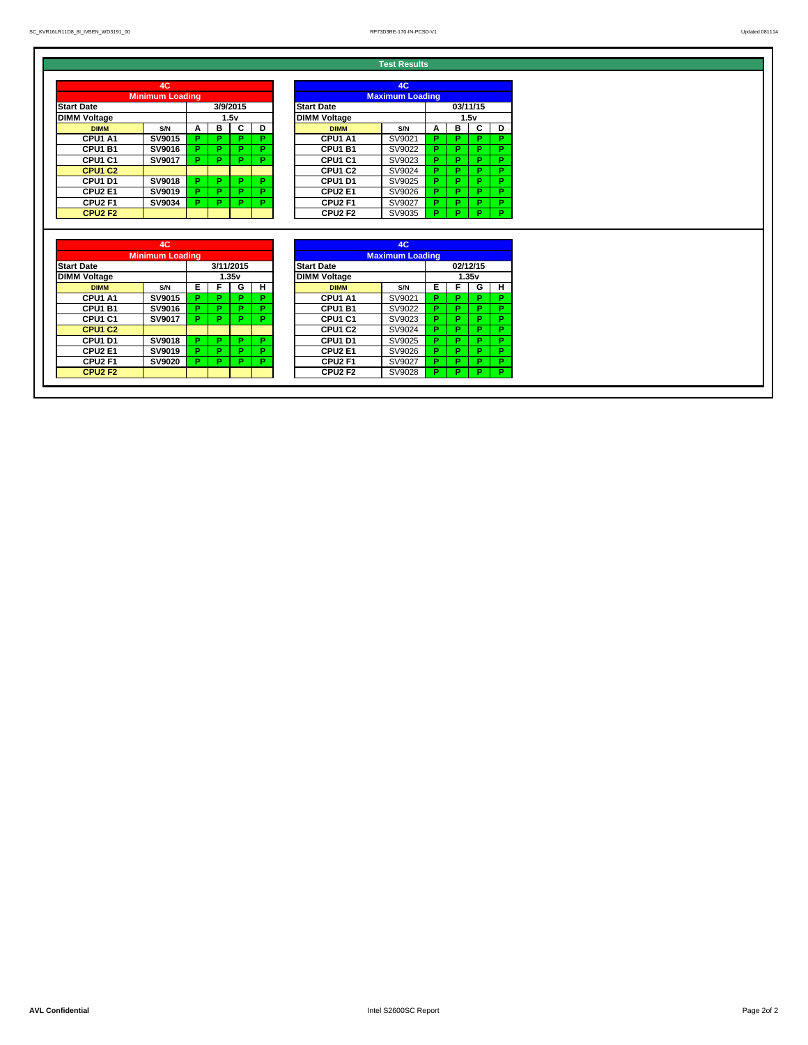## Test Results

| 4C Minimum Loading | | | | | |
|---|---|---|---|---|---|
| Start Date | | 3/9/2015 | | | |
| DIMM Voltage | | 1.5v | | | |
| DIMM | S/N | A | B | C | D |
| CPU1 A1 | SV9015 | P | P | P | P |
| CPU1 B1 | SV9016 | P | P | P | P |
| CPU1 C1 | SV9017 | P | P | P | P |
| CPU1 C2 | | | | | |
| CPU1 D1 | SV9018 | P | P | P | P |
| CPU2 E1 | SV9019 | P | P | P | P |
| CPU2 F1 | SV9034 | P | P | P | P |
| CPU2 F2 | | | | | |

| 4C Maximum Loading | | | | | |
|---|---|---|---|---|---|
| Start Date | | 03/11/15 | | | |
| DIMM Voltage | | 1.5v | | | |
| DIMM | S/N | A | B | C | D |
| CPU1 A1 | SV9021 | P | P | P | P |
| CPU1 B1 | SV9022 | P | P | P | P |
| CPU1 C1 | SV9023 | P | P | P | P |
| CPU1 C2 | SV9024 | P | P | P | P |
| CPU1 D1 | SV9025 | P | P | P | P |
| CPU2 E1 | SV9026 | P | P | P | P |
| CPU2 F1 | SV9027 | P | P | P | P |
| CPU2 F2 | SV9035 | P | P | P | P |

| 4C Minimum Loading | | | | | |
|---|---|---|---|---|---|
| Start Date | | 3/11/2015 | | | |
| DIMM Voltage | | 1.35v | | | |
| DIMM | S/N | E | F | G | H |
| CPU1 A1 | SV9015 | P | P | P | P |
| CPU1 B1 | SV9016 | P | P | P | P |
| CPU1 C1 | SV9017 | P | P | P | P |
| CPU1 C2 | | | | | |
| CPU1 D1 | SV9018 | P | P | P | P |
| CPU2 E1 | SV9019 | P | P | P | P |
| CPU2 F1 | SV9020 | P | P | P | P |
| CPU2 F2 | | | | | |

| 4C Maximum Loading | | | | | |
|---|---|---|---|---|---|
| Start Date | | 02/12/15 | | | |
| DIMM Voltage | | 1.35v | | | |
| DIMM | S/N | E | F | G | H |
| CPU1 A1 | SV9021 | P | P | P | P |
| CPU1 B1 | SV9022 | P | P | P | P |
| CPU1 C1 | SV9023 | P | P | P | P |
| CPU1 C2 | SV9024 | P | P | P | P |
| CPU1 D1 | SV9025 | P | P | P | P |
| CPU2 E1 | SV9026 | P | P | P | P |
| CPU2 F1 | SV9027 | P | P | P | P |
| CPU2 F2 | SV9028 | P | P | P | P |